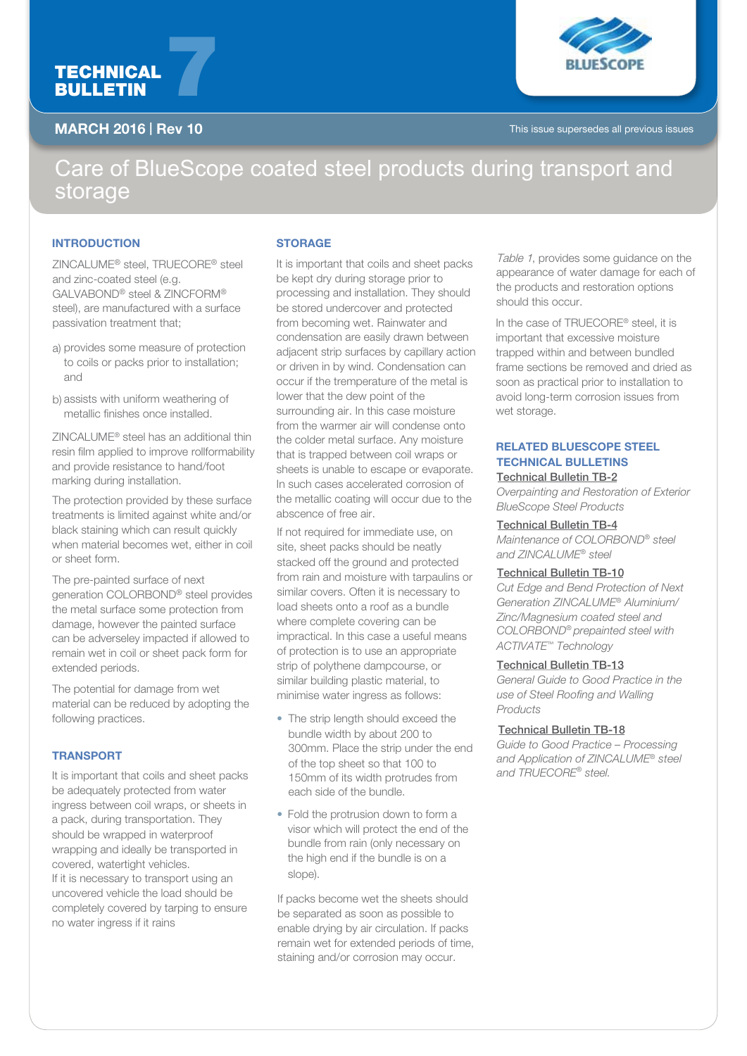# TECHNICAL BULLETIN 7

**MARCH 2016 | Rev 10**

This issue supersedes all previous issues

# Care of BlueScope coated steel products during transport and storage

## INTRODUCTION

ZINCALUME® steel, TRUECORE® steel and zinc-coated steel (e.g. GALVABOND® steel & ZINCFORM® steel), are manufactured with a surface passivation treatment that;

a) provides some measure of protection to coils or packs prior to installation; and

b) assists with uniform weathering of metallic finishes once installed.

ZINCALUME® steel has an additional thin resin film applied to improve rollformability and provide resistance to hand/foot marking during installation.

The protection provided by these surface treatments is limited against white and/or black staining which can result quickly when material becomes wet, either in coil or sheet form.

The pre-painted surface of next generation COLORBOND® steel provides the metal surface some protection from damage, however the painted surface can be adverseley impacted if allowed to remain wet in coil or sheet pack form for extended periods.

The potential for damage from wet material can be reduced by adopting the following practices.

## TRANSPORT

It is important that coils and sheet packs be adequately protected from water ingress between coil wraps, or sheets in a pack, during transportation. They should be wrapped in waterproof wrapping and ideally be transported in covered, watertight vehicles.
If it is necessary to transport using an uncovered vehicle the load should be completely covered by tarping to ensure no water ingress if it rains

## STORAGE

It is important that coils and sheet packs be kept dry during storage prior to processing and installation. They should be stored undercover and protected from becoming wet. Rainwater and condensation are easily drawn between adjacent strip surfaces by capillary action or driven in by wind. Condensation can occur if the tremperature of the metal is lower that the dew point of the surrounding air. In this case moisture from the warmer air will condense onto the colder metal surface. Any moisture that is trapped between coil wraps or sheets is unable to escape or evaporate. In such cases accelerated corrosion of the metallic coating will occur due to the absence of free air.

If not required for immediate use, on site, sheet packs should be neatly stacked off the ground and protected from rain and moisture with tarpaulins or similar covers. Often it is necessary to load sheets onto a roof as a bundle where complete covering can be impractical. In this case a useful means of protection is to use an appropriate strip of polythene dampcourse, or similar building plastic material, to minimise water ingress as follows:

- The strip length should exceed the bundle width by about 200 to 300mm. Place the strip under the end of the top sheet so that 100 to 150mm of its width protrudes from each side of the bundle.
- Fold the protrusion down to form a visor which will protect the end of the bundle from rain (only necessary on the high end if the bundle is on a slope).

If packs become wet the sheets should be separated as soon as possible to enable drying by air circulation. If packs remain wet for extended periods of time, staining and/or corrosion may occur.

*Table 1*, provides some guidance on the appearance of water damage for each of the products and restoration options should this occur.

In the case of TRUECORE® steel, it is important that excessive moisture trapped within and between bundled frame sections be removed and dried as soon as practical prior to installation to avoid long-term corrosion issues from wet storage.

## RELATED BLUESCOPE STEEL TECHNICAL BULLETINS

Technical Bulletin TB-2
*Overpainting and Restoration of Exterior BlueScope Steel Products*

Technical Bulletin TB-4
*Maintenance of COLORBOND® steel and ZINCALUME® steel*

Technical Bulletin TB-10
*Cut Edge and Bend Protection of Next Generation ZINCALUME® Aluminium/Zinc/Magnesium coated steel and COLORBOND® prepainted steel with ACTIVATE™ Technology*

Technical Bulletin TB-13
*General Guide to Good Practice in the use of Steel Roofing and Walling Products*

Technical Bulletin TB-18
*Guide to Good Practice – Processing and Application of ZINCALUME® steel and TRUECORE® steel.*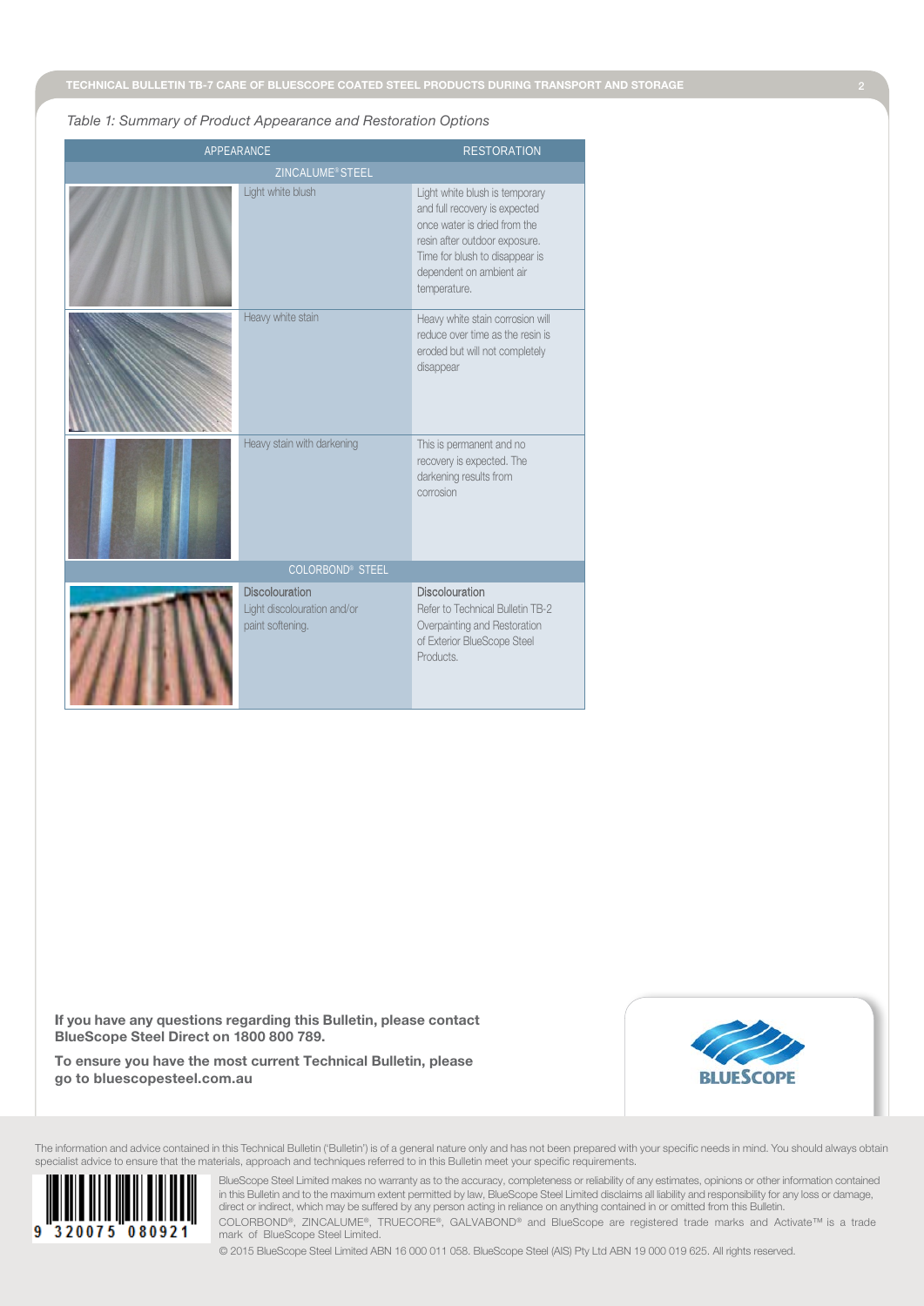*Table 1: Summary of Product Appearance and Restoration Options*

| APPEARANCE | | RESTORATION |
|---|---|---|
| ZINCALUME® STEEL | | |
| | Light white blush | Light white blush is temporary and full recovery is expected once water is dried from the resin after outdoor exposure. Time for blush to disappear is dependent on ambient air temperature. |
| | Heavy white stain | Heavy white stain corrosion will reduce over time as the resin is eroded but will not completely disappear |
| | Heavy stain with darkening | This is permanent and no recovery is expected. The darkening results from corrosion |
| COLORBOND® STEEL | | |
| | Discolouration<br>Light discolouration and/or paint softening. | Discolouration<br>Refer to Technical Bulletin TB-2 Overpainting and Restoration of Exterior BlueScope Steel Products. |

**If you have any questions regarding this Bulletin, please contact BlueScope Steel Direct on 1800 800 789.**

**To ensure you have the most current Technical Bulletin, please go to bluescopesteel.com.au**

The information and advice contained in this Technical Bulletin ('Bulletin') is of a general nature only and has not been prepared with your specific needs in mind. You should always obtain specialist advice to ensure that the materials, approach and techniques referred to in this Bulletin meet your specific requirements.

BlueScope Steel Limited makes no warranty as to the accuracy, completeness or reliability of any estimates, opinions or other information contained in this Bulletin and to the maximum extent permitted by law, BlueScope Steel Limited disclaims all liability and responsibility for any loss or damage, direct or indirect, which may be suffered by any person acting in reliance on anything contained in or omitted from this Bulletin.

COLORBOND®, ZINCALUME®, TRUECORE®, GALVABOND® and BlueScope are registered trade marks and Activate™ is a trade mark of BlueScope Steel Limited.

© 2015 BlueScope Steel Limited ABN 16 000 011 058. BlueScope Steel (AIS) Pty Ltd ABN 19 000 019 625. All rights reserved.

9 320075 080921